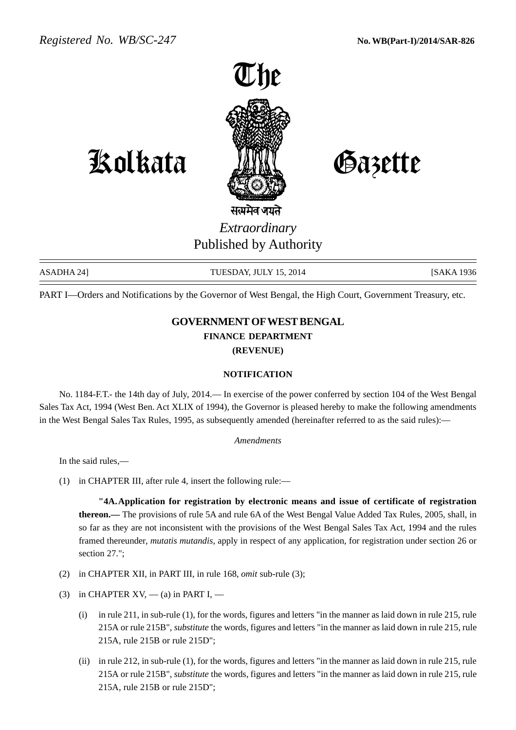*Registered No. WB/SC-247* **No. WB(Part-I)/2014/SAR-826**

# The Kolkata Gazette

सत्यमेव जयते

*Extraordinary*

Published by Authority

ASADHA 24] TUESDAY, JULY 15, 2014 [SAKA 1936

PART I—Orders and Notifications by the Governor of West Bengal, the High Court, Government Treasury, etc.

## GOVERNMENT OF WEST BENGAL

### FINANCE DEPARTMENT

### (REVENUE)

#### NOTIFICATION

No. 1184-F.T.- the 14th day of July, 2014.— In exercise of the power conferred by section 104 of the West Bengal Sales Tax Act, 1994 (West Ben. Act XLIX of 1994), the Governor is pleased hereby to make the following amendments in the West Bengal Sales Tax Rules, 1995, as subsequently amended (hereinafter referred to as the said rules):—

*Amendments*

In the said rules,—

(1) in CHAPTER III, after rule 4, insert the following rule:—

"**4A. Application for registration by electronic means and issue of certificate of registration thereon.—** The provisions of rule 5A and rule 6A of the West Bengal Value Added Tax Rules, 2005, shall, in so far as they are not inconsistent with the provisions of the West Bengal Sales Tax Act, 1994 and the rules framed thereunder, *mutatis mutandis*, apply in respect of any application, for registration under section 26 or section 27.";

(2) in CHAPTER XII, in PART III, in rule 168, *omit* sub-rule (3);

(3) in CHAPTER XV, — (a) in PART I, —

(i) in rule 211, in sub-rule (1), for the words, figures and letters "in the manner as laid down in rule 215, rule 215A or rule 215B", *substitute* the words, figures and letters "in the manner as laid down in rule 215, rule 215A, rule 215B or rule 215D";

(ii) in rule 212, in sub-rule (1), for the words, figures and letters "in the manner as laid down in rule 215, rule 215A or rule 215B", *substitute* the words, figures and letters "in the manner as laid down in rule 215, rule 215A, rule 215B or rule 215D";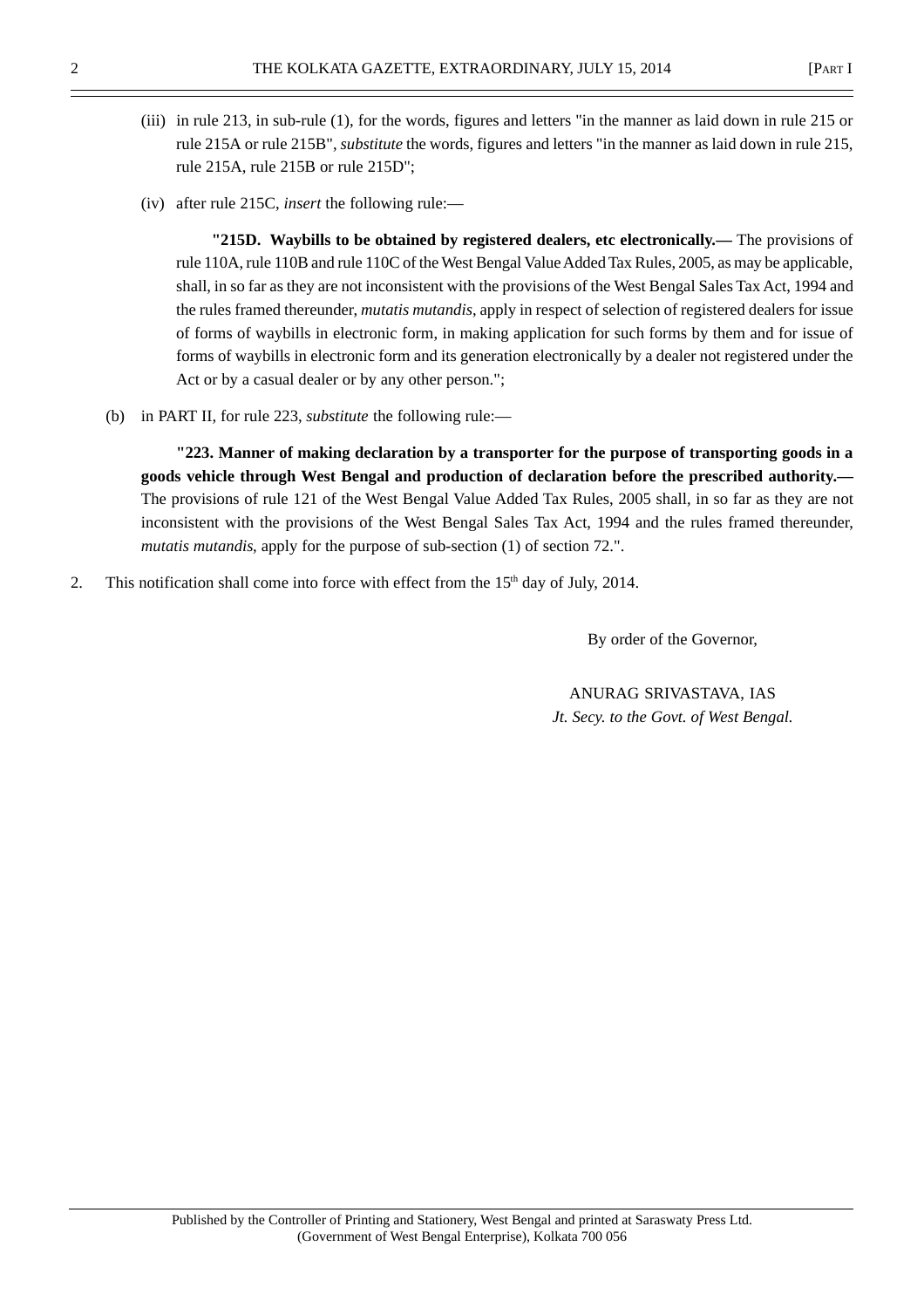(iii) in rule 213, in sub-rule (1), for the words, figures and letters "in the manner as laid down in rule 215 or rule 215A or rule 215B", *substitute* the words, figures and letters "in the manner as laid down in rule 215, rule 215A, rule 215B or rule 215D";

(iv) after rule 215C, *insert* the following rule:—

**"215D. Waybills to be obtained by registered dealers, etc electronically.—** The provisions of rule 110A, rule 110B and rule 110C of the West Bengal Value Added Tax Rules, 2005, as may be applicable, shall, in so far as they are not inconsistent with the provisions of the West Bengal Sales Tax Act, 1994 and the rules framed thereunder, *mutatis mutandis*, apply in respect of selection of registered dealers for issue of forms of waybills in electronic form, in making application for such forms by them and for issue of forms of waybills in electronic form and its generation electronically by a dealer not registered under the Act or by a casual dealer or by any other person.";

(b) in PART II, for rule 223, *substitute* the following rule:—

**"223. Manner of making declaration by a transporter for the purpose of transporting goods in a goods vehicle through West Bengal and production of declaration before the prescribed authority.—** The provisions of rule 121 of the West Bengal Value Added Tax Rules, 2005 shall, in so far as they are not inconsistent with the provisions of the West Bengal Sales Tax Act, 1994 and the rules framed thereunder, *mutatis mutandis*, apply for the purpose of sub-section (1) of section 72.".

2. This notification shall come into force with effect from the 15th day of July, 2014.

By order of the Governor,

ANURAG SRIVASTAVA, IAS
*Jt. Secy. to the Govt. of West Bengal.*

Published by the Controller of Printing and Stationery, West Bengal and printed at Saraswaty Press Ltd. (Government of West Bengal Enterprise), Kolkata 700 056